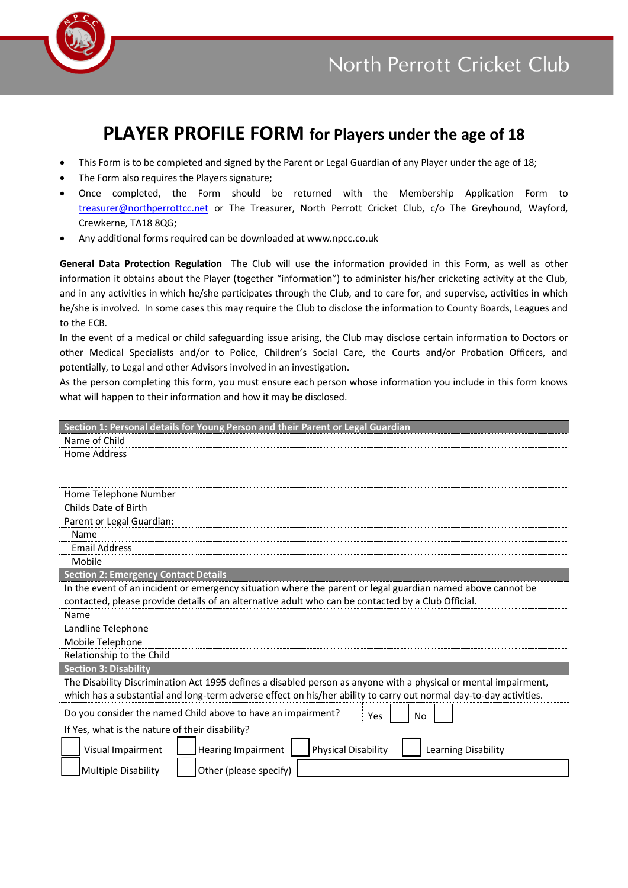North Perrott Cricket Club

# PLAYER PROFILE FORM for Players under the age of 18

- This Form is to be completed and signed by the Parent or Legal Guardian of any Player under the age of 18;
- The Form also requires the Players signature;
- Once completed, the Form should be returned with the Membership Application Form to treasurer@northperrottcc.net or The Treasurer, North Perrott Cricket Club, c/o The Greyhound, Wayford, Crewkerne, TA18 8QG;
- Any additional forms required can be downloaded at www.npcc.co.uk

**General Data Protection Regulation** The Club will use the information provided in this Form, as well as other information it obtains about the Player (together "information") to administer his/her cricketing activity at the Club, and in any activities in which he/she participates through the Club, and to care for, and supervise, activities in which he/she is involved. In some cases this may require the Club to disclose the information to County Boards, Leagues and to the ECB.

In the event of a medical or child safeguarding issue arising, the Club may disclose certain information to Doctors or other Medical Specialists and/or to Police, Children's Social Care, the Courts and/or Probation Officers, and potentially, to Legal and other Advisors involved in an investigation.

As the person completing this form, you must ensure each person whose information you include in this form knows what will happen to their information and how it may be disclosed.

| **Section 1: Personal details for Young Person and their Parent or Legal Guardian** | |
|---|---|
| Name of Child | |
| Home Address | |
| | |
| | |
| Home Telephone Number | |
| Childs Date of Birth | |
| Parent or Legal Guardian: | |
| Name | |
| Email Address | |
| Mobile | |

| **Section 2: Emergency Contact Details** | |
|---|---|
| In the event of an incident or emergency situation where the parent or legal guardian named above cannot be contacted, please provide details of an alternative adult who can be contacted by a Club Official. | |
| Name | |
| Landline Telephone | |
| Mobile Telephone | |
| Relationship to the Child | |

**Section 3: Disability**

The Disability Discrimination Act 1995 defines a disabled person as anyone with a physical or mental impairment, which has a substantial and long-term adverse effect on his/her ability to carry out normal day-to-day activities.

Do you consider the named Child above to have an impairment? Yes ☐ No ☐

If Yes, what is the nature of their disability?

☐ Visual Impairment ☐ Hearing Impairment ☐ Physical Disability ☐ Learning Disability

☐ Multiple Disability ☐ Other (please specify) ______________________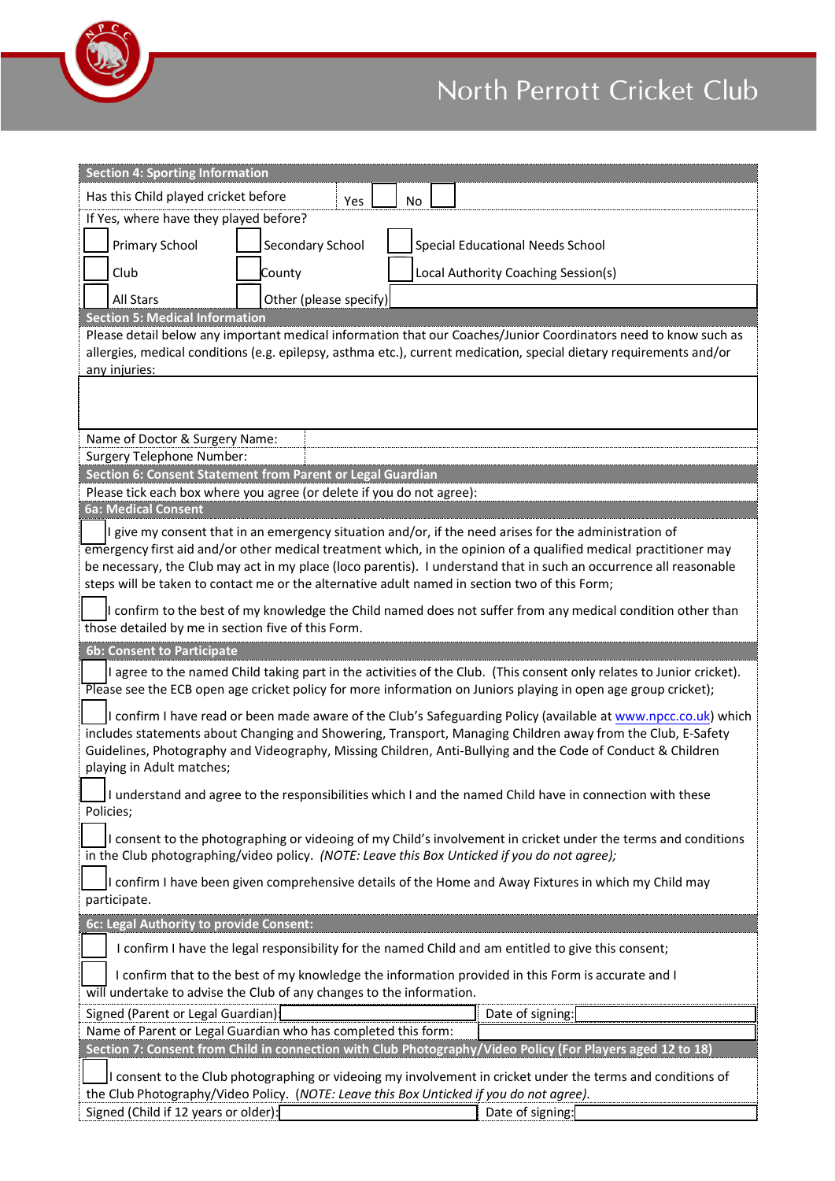# North Perrott Cricket Club

## Section 4: Sporting Information

| | | | |
|---|---|---|---|
| Has this Child played cricket before | Yes ☐ | No ☐ | |

If Yes, where have they played before?

| | | |
|---|---|---|
| ☐ Primary School | ☐ Secondary School | ☐ Special Educational Needs School |
| ☐ Club | ☐ County | ☐ Local Authority Coaching Session(s) |
| ☐ All Stars | ☐ Other (please specify) | |

## Section 5: Medical Information

Please detail below any important medical information that our Coaches/Junior Coordinators need to know such as allergies, medical conditions (e.g. epilepsy, asthma etc.), current medication, special dietary requirements and/or any injuries:

| | |
|---|---|
| Name of Doctor & Surgery Name: | |
| Surgery Telephone Number: | |

## Section 6: Consent Statement from Parent or Legal Guardian

Please tick each box where you agree (or delete if you do not agree):

### 6a: Medical Consent

☐ I give my consent that in an emergency situation and/or, if the need arises for the administration of emergency first aid and/or other medical treatment which, in the opinion of a qualified medical practitioner may be necessary, the Club may act in my place (loco parentis). I understand that in such an occurrence all reasonable steps will be taken to contact me or the alternative adult named in section two of this Form;

☐ I confirm to the best of my knowledge the Child named does not suffer from any medical condition other than those detailed by me in section five of this Form.

### 6b: Consent to Participate

☐ I agree to the named Child taking part in the activities of the Club. (This consent only relates to Junior cricket). Please see the ECB open age cricket policy for more information on Juniors playing in open age group cricket);

☐ I confirm I have read or been made aware of the Club's Safeguarding Policy (available at www.npcc.co.uk) which includes statements about Changing and Showering, Transport, Managing Children away from the Club, E-Safety Guidelines, Photography and Videography, Missing Children, Anti-Bullying and the Code of Conduct & Children playing in Adult matches;

☐ I understand and agree to the responsibilities which I and the named Child have in connection with these Policies;

☐ I consent to the photographing or videoing of my Child's involvement in cricket under the terms and conditions in the Club photographing/video policy. *(NOTE: Leave this Box Unticked if you do not agree);*

☐ I confirm I have been given comprehensive details of the Home and Away Fixtures in which my Child may participate.

### 6c: Legal Authority to provide Consent:

☐ I confirm I have the legal responsibility for the named Child and am entitled to give this consent;

☐ I confirm that to the best of my knowledge the information provided in this Form is accurate and I will undertake to advise the Club of any changes to the information.

| | | | |
|---|---|---|---|
| Signed (Parent or Legal Guardian): | | Date of signing: | |
| Name of Parent or Legal Guardian who has completed this form: | | | |

## Section 7: Consent from Child in connection with Club Photography/Video Policy (For Players aged 12 to 18)

☐ I consent to the Club photographing or videoing my involvement in cricket under the terms and conditions of the Club Photography/Video Policy. *(NOTE: Leave this Box Unticked if you do not agree).*

| | | | |
|---|---|---|---|
| Signed (Child if 12 years or older): | | Date of signing: | |